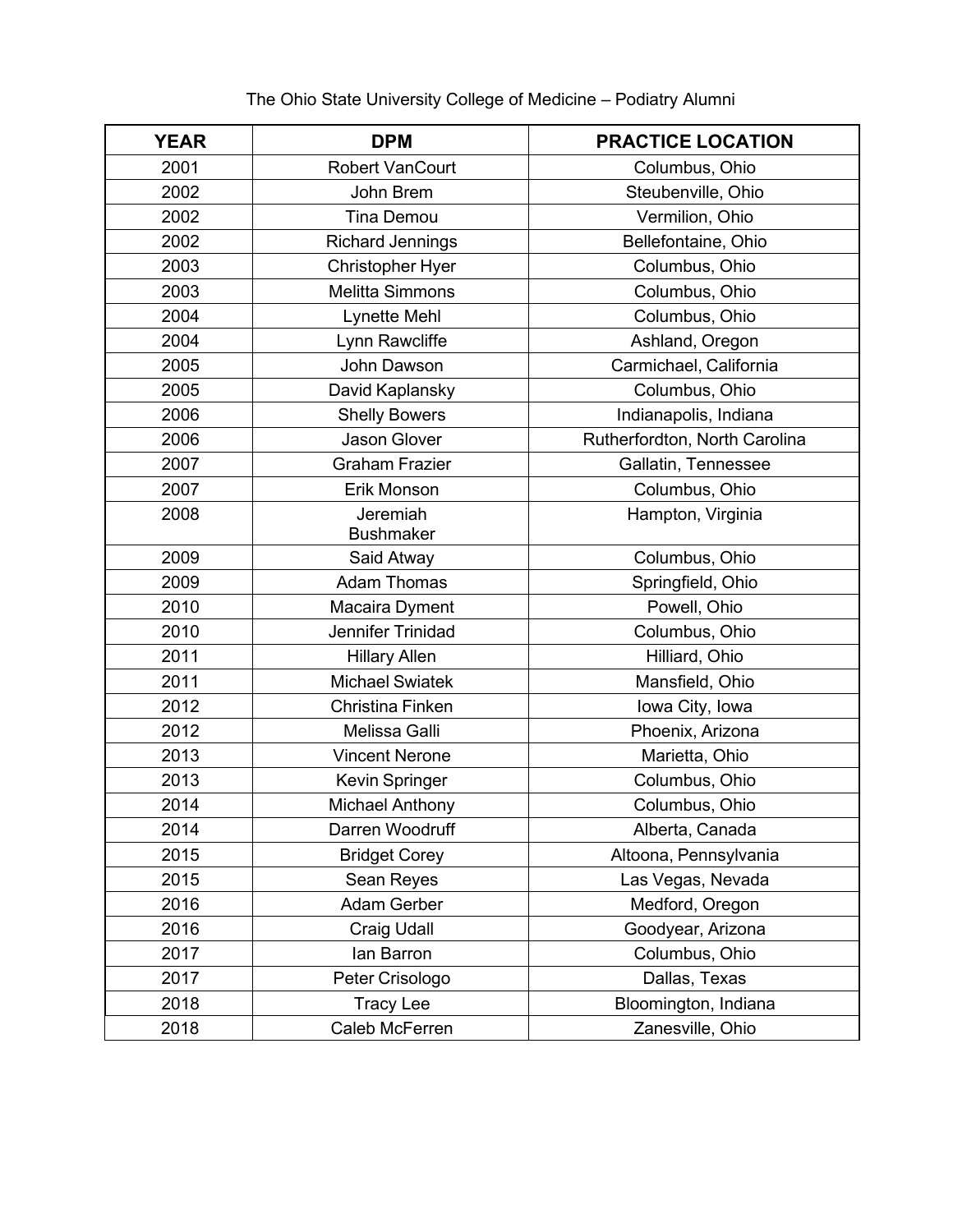The Ohio State University College of Medicine – Podiatry Alumni

| YEAR | DPM | PRACTICE LOCATION |
|---|---|---|
| 2001 | Robert VanCourt | Columbus, Ohio |
| 2002 | John Brem | Steubenville, Ohio |
| 2002 | Tina Demou | Vermilion, Ohio |
| 2002 | Richard Jennings | Bellefontaine, Ohio |
| 2003 | Christopher Hyer | Columbus, Ohio |
| 2003 | Melitta Simmons | Columbus, Ohio |
| 2004 | Lynette Mehl | Columbus, Ohio |
| 2004 | Lynn Rawcliffe | Ashland, Oregon |
| 2005 | John Dawson | Carmichael, California |
| 2005 | David Kaplansky | Columbus, Ohio |
| 2006 | Shelly Bowers | Indianapolis, Indiana |
| 2006 | Jason Glover | Rutherfordton, North Carolina |
| 2007 | Graham Frazier | Gallatin, Tennessee |
| 2007 | Erik Monson | Columbus, Ohio |
| 2008 | Jeremiah Bushmaker | Hampton, Virginia |
| 2009 | Said Atway | Columbus, Ohio |
| 2009 | Adam Thomas | Springfield, Ohio |
| 2010 | Macaira Dyment | Powell, Ohio |
| 2010 | Jennifer Trinidad | Columbus, Ohio |
| 2011 | Hillary Allen | Hilliard, Ohio |
| 2011 | Michael Swiatek | Mansfield, Ohio |
| 2012 | Christina Finken | Iowa City, Iowa |
| 2012 | Melissa Galli | Phoenix, Arizona |
| 2013 | Vincent Nerone | Marietta, Ohio |
| 2013 | Kevin Springer | Columbus, Ohio |
| 2014 | Michael Anthony | Columbus, Ohio |
| 2014 | Darren Woodruff | Alberta, Canada |
| 2015 | Bridget Corey | Altoona, Pennsylvania |
| 2015 | Sean Reyes | Las Vegas, Nevada |
| 2016 | Adam Gerber | Medford, Oregon |
| 2016 | Craig Udall | Goodyear, Arizona |
| 2017 | Ian Barron | Columbus, Ohio |
| 2017 | Peter Crisologo | Dallas, Texas |
| 2018 | Tracy Lee | Bloomington, Indiana |
| 2018 | Caleb McFerren | Zanesville, Ohio |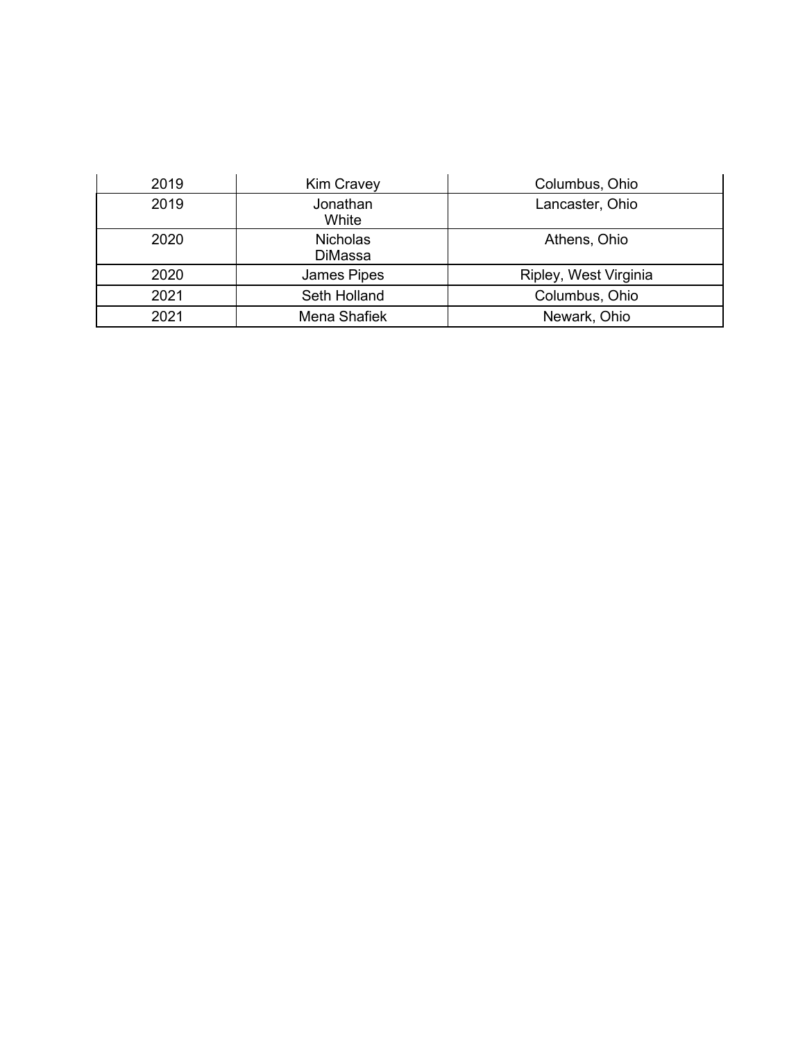| | | |
|---|---|---|
| 2019 | Kim Cravey | Columbus, Ohio |
| 2019 | Jonathan White | Lancaster, Ohio |
| 2020 | Nicholas DiMassa | Athens, Ohio |
| 2020 | James Pipes | Ripley, West Virginia |
| 2021 | Seth Holland | Columbus, Ohio |
| 2021 | Mena Shafiek | Newark, Ohio |